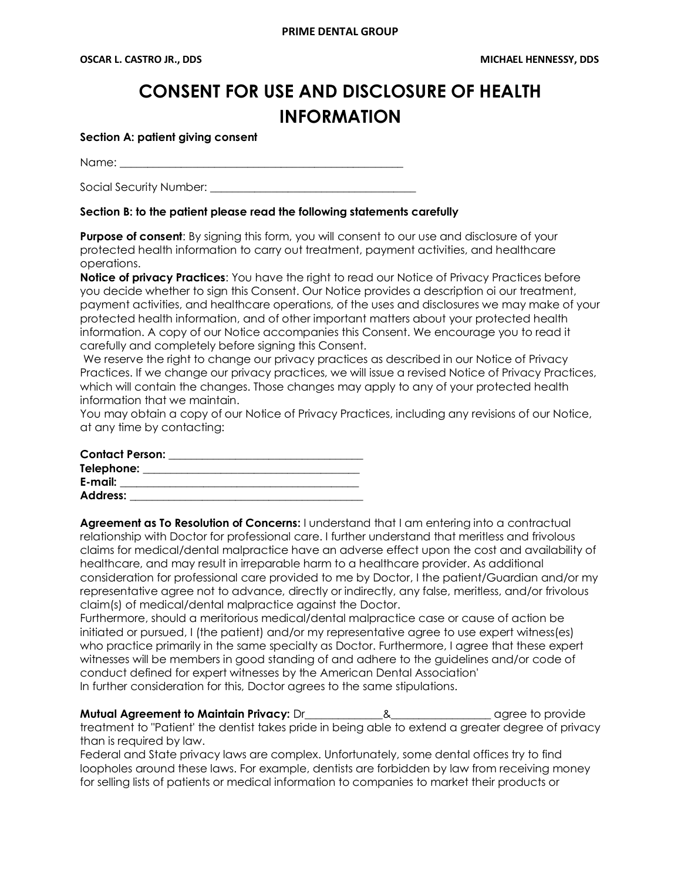**PRIME DENTAL GROUP**

**OSCAR L. CASTRO JR., DDS** **MICHAEL HENNESSY, DDS**

# CONSENT FOR USE AND DISCLOSURE OF HEALTH INFORMATION

**Section A: patient giving consent**

Name: _______________________________________________

Social Security Number: ___________________________________

**Section B: to the patient please read the following statements carefully**

**Purpose of consent**: By signing this form, you will consent to our use and disclosure of your protected health information to carry out treatment, payment activities, and healthcare operations.

**Notice of privacy Practices**: You have the right to read our Notice of Privacy Practices before you decide whether to sign this Consent. Our Notice provides a description oi our treatment, payment activities, and healthcare operations, of the uses and disclosures we may make of your protected health information, and of other important matters about your protected health information. A copy of our Notice accompanies this Consent. We encourage you to read it carefully and completely before signing this Consent.

We reserve the right to change our privacy practices as described in our Notice of Privacy Practices. If we change our privacy practices, we will issue a revised Notice of Privacy Practices, which will contain the changes. Those changes may apply to any of your protected health information that we maintain.

You may obtain a copy of our Notice of Privacy Practices, including any revisions of our Notice, at any time by contacting:

**Contact Person:** _________________________________
**Telephone:** _____________________________________
**E-mail:** ________________________________________
**Address:** _______________________________________

**Agreement as To Resolution of Concerns:** I understand that I am entering into a contractual relationship with Doctor for professional care. I further understand that meritless and frivolous claims for medical/dental malpractice have an adverse effect upon the cost and availability of healthcare, and may result in irreparable harm to a healthcare provider. As additional consideration for professional care provided to me by Doctor, I the patient/Guardian and/or my representative agree not to advance, directly or indirectly, any false, meritless, and/or frivolous claim(s) of medical/dental malpractice against the Doctor.

Furthermore, should a meritorious medical/dental malpractice case or cause of action be initiated or pursued, I (the patient) and/or my representative agree to use expert witness(es) who practice primarily in the same specialty as Doctor. Furthermore, I agree that these expert witnesses will be members in good standing of and adhere to the guidelines and/or code of conduct defined for expert witnesses by the American Dental Association'

In further consideration for this, Doctor agrees to the same stipulations.

**Mutual Agreement to Maintain Privacy:** Dr______________&_________________ agree to provide treatment to "Patient' the dentist takes pride in being able to extend a greater degree of privacy than is required by law.

Federal and State privacy laws are complex. Unfortunately, some dental offices try to find loopholes around these laws. For example, dentists are forbidden by law from receiving money for selling lists of patients or medical information to companies to market their products or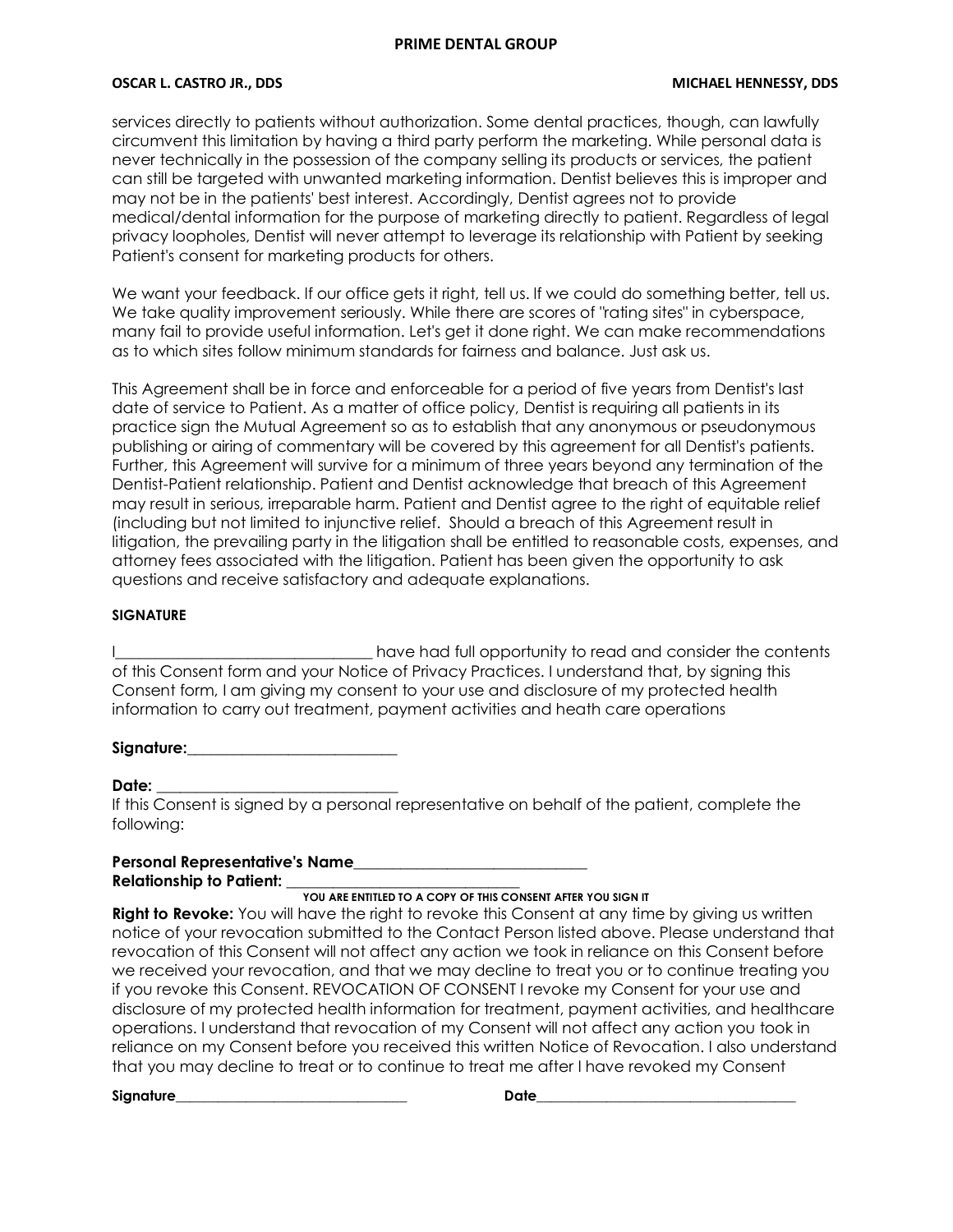services directly to patients without authorization. Some dental practices, though, can lawfully circumvent this limitation by having a third party perform the marketing. While personal data is never technically in the possession of the company selling its products or services, the patient can still be targeted with unwanted marketing information. Dentist believes this is improper and may not be in the patients' best interest. Accordingly, Dentist agrees not to provide medical/dental information for the purpose of marketing directly to patient. Regardless of legal privacy loopholes, Dentist will never attempt to leverage its relationship with Patient by seeking Patient's consent for marketing products for others.

We want your feedback. If our office gets it right, tell us. If we could do something better, tell us. We take quality improvement seriously. While there are scores of "rating sites" in cyberspace, many fail to provide useful information. Let's get it done right. We can make recommendations as to which sites follow minimum standards for fairness and balance. Just ask us.

This Agreement shall be in force and enforceable for a period of five years from Dentist's last date of service to Patient. As a matter of office policy, Dentist is requiring all patients in its practice sign the Mutual Agreement so as to establish that any anonymous or pseudonymous publishing or airing of commentary will be covered by this agreement for all Dentist's patients. Further, this Agreement will survive for a minimum of three years beyond any termination of the Dentist-Patient relationship. Patient and Dentist acknowledge that breach of this Agreement may result in serious, irreparable harm. Patient and Dentist agree to the right of equitable relief (including but not limited to injunctive relief. Should a breach of this Agreement result in litigation, the prevailing party in the litigation shall be entitled to reasonable costs, expenses, and attorney fees associated with the litigation. Patient has been given the opportunity to ask questions and receive satisfactory and adequate explanations.

**SIGNATURE**

I_________________________________ have had full opportunity to read and consider the contents of this Consent form and your Notice of Privacy Practices. I understand that, by signing this Consent form, I am giving my consent to your use and disclosure of my protected health information to carry out treatment, payment activities and heath care operations

**Signature:**___________________________

**Date:** _______________________________

If this Consent is signed by a personal representative on behalf of the patient, complete the following:

**Personal Representative's Name**______________________________

**Relationship to Patient:** ______________________________

**YOU ARE ENTITLED TO A COPY OF THIS CONSENT AFTER YOU SIGN IT**

**Right to Revoke:** You will have the right to revoke this Consent at any time by giving us written notice of your revocation submitted to the Contact Person listed above. Please understand that revocation of this Consent will not affect any action we took in reliance on this Consent before we received your revocation, and that we may decline to treat you or to continue treating you if you revoke this Consent. REVOCATION OF CONSENT I revoke my Consent for your use and disclosure of my protected health information for treatment, payment activities, and healthcare operations. I understand that revocation of my Consent will not affect any action you took in reliance on my Consent before you received this written Notice of Revocation. I also understand that you may decline to treat or to continue to treat me after I have revoked my Consent

**Signature**________________________________ **Date**____________________________________